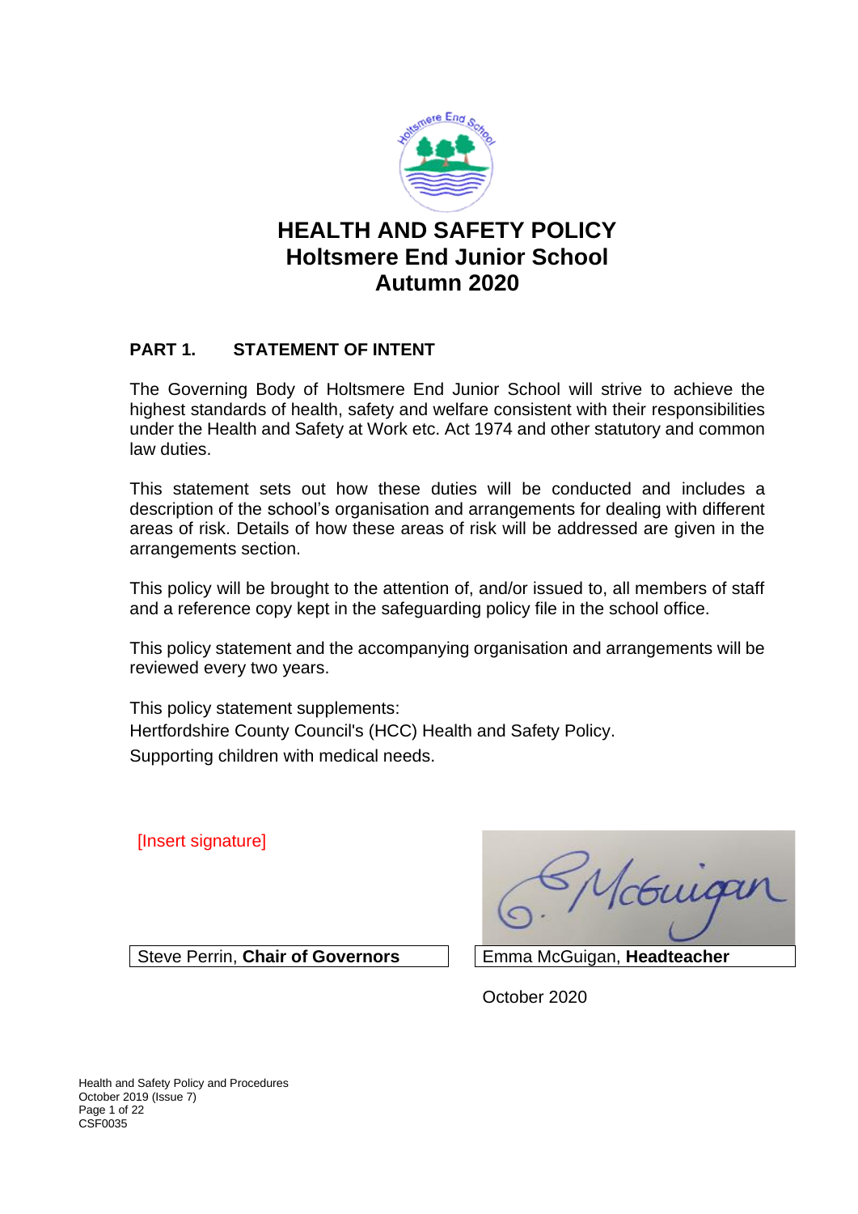# HEALTH AND SAFETY POLICY
# Holtsmere End Junior School
# Autumn 2020

## PART 1. STATEMENT OF INTENT

The Governing Body of Holtsmere End Junior School will strive to achieve the highest standards of health, safety and welfare consistent with their responsibilities under the Health and Safety at Work etc. Act 1974 and other statutory and common law duties.

This statement sets out how these duties will be conducted and includes a description of the school's organisation and arrangements for dealing with different areas of risk. Details of how these areas of risk will be addressed are given in the arrangements section.

This policy will be brought to the attention of, and/or issued to, all members of staff and a reference copy kept in the safeguarding policy file in the school office.

This policy statement and the accompanying organisation and arrangements will be reviewed every two years.

This policy statement supplements:
Hertfordshire County Council's (HCC) Health and Safety Policy.
Supporting children with medical needs.

[Insert signature]

| Steve Perrin, **Chair of Governors** | Emma McGuigan, **Headteacher** |
|---|---|

October 2020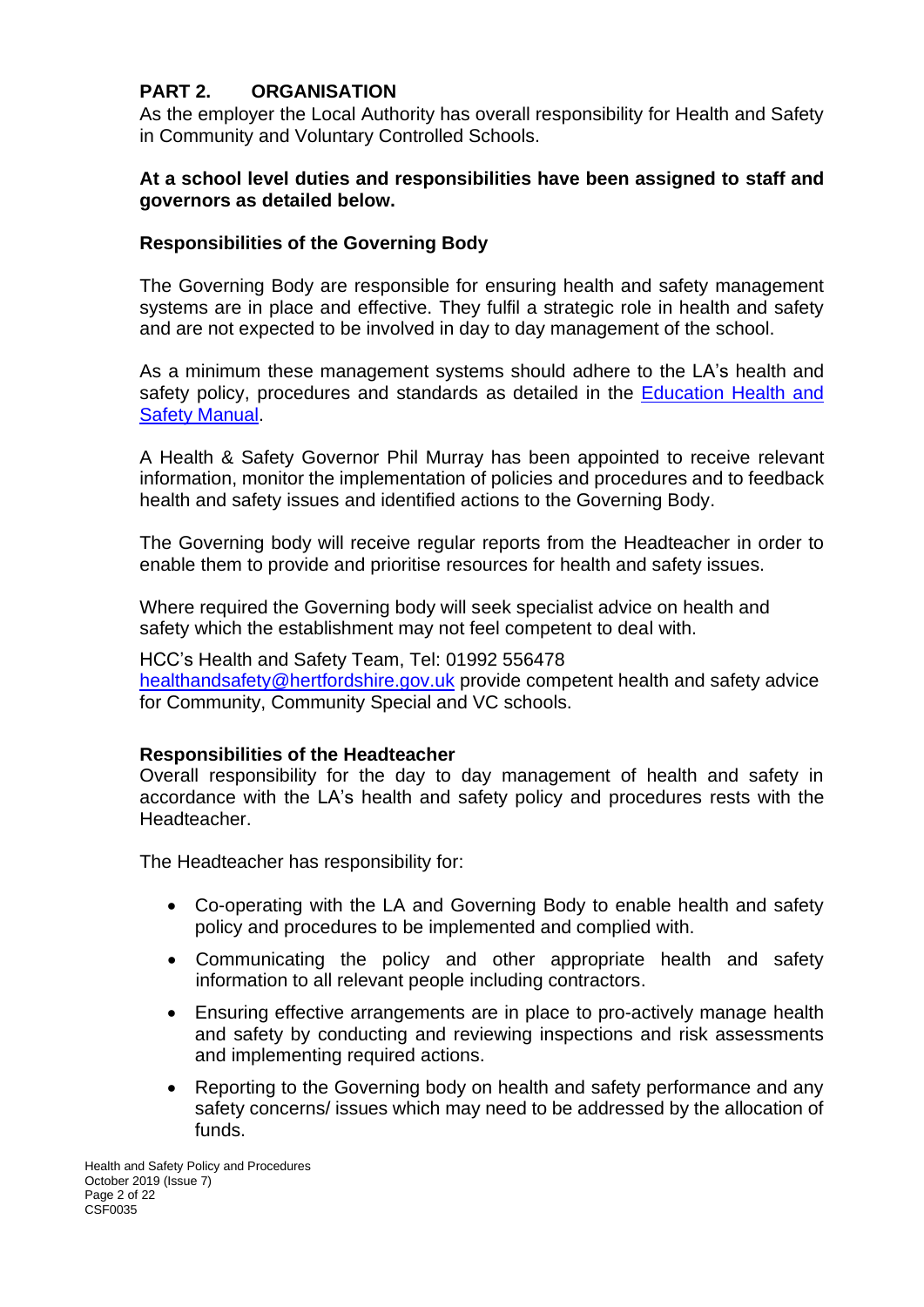## PART 2. ORGANISATION

As the employer the Local Authority has overall responsibility for Health and Safety in Community and Voluntary Controlled Schools.

**At a school level duties and responsibilities have been assigned to staff and governors as detailed below.**

### Responsibilities of the Governing Body

The Governing Body are responsible for ensuring health and safety management systems are in place and effective. They fulfil a strategic role in health and safety and are not expected to be involved in day to day management of the school.

As a minimum these management systems should adhere to the LA's health and safety policy, procedures and standards as detailed in the Education Health and Safety Manual.

A Health & Safety Governor Phil Murray has been appointed to receive relevant information, monitor the implementation of policies and procedures and to feedback health and safety issues and identified actions to the Governing Body.

The Governing body will receive regular reports from the Headteacher in order to enable them to provide and prioritise resources for health and safety issues.

Where required the Governing body will seek specialist advice on health and safety which the establishment may not feel competent to deal with.

HCC's Health and Safety Team, Tel: 01992 556478 healthandsafety@hertfordshire.gov.uk provide competent health and safety advice for Community, Community Special and VC schools.

### Responsibilities of the Headteacher

Overall responsibility for the day to day management of health and safety in accordance with the LA's health and safety policy and procedures rests with the Headteacher.

The Headteacher has responsibility for:

- Co-operating with the LA and Governing Body to enable health and safety policy and procedures to be implemented and complied with.
- Communicating the policy and other appropriate health and safety information to all relevant people including contractors.
- Ensuring effective arrangements are in place to pro-actively manage health and safety by conducting and reviewing inspections and risk assessments and implementing required actions.
- Reporting to the Governing body on health and safety performance and any safety concerns/ issues which may need to be addressed by the allocation of funds.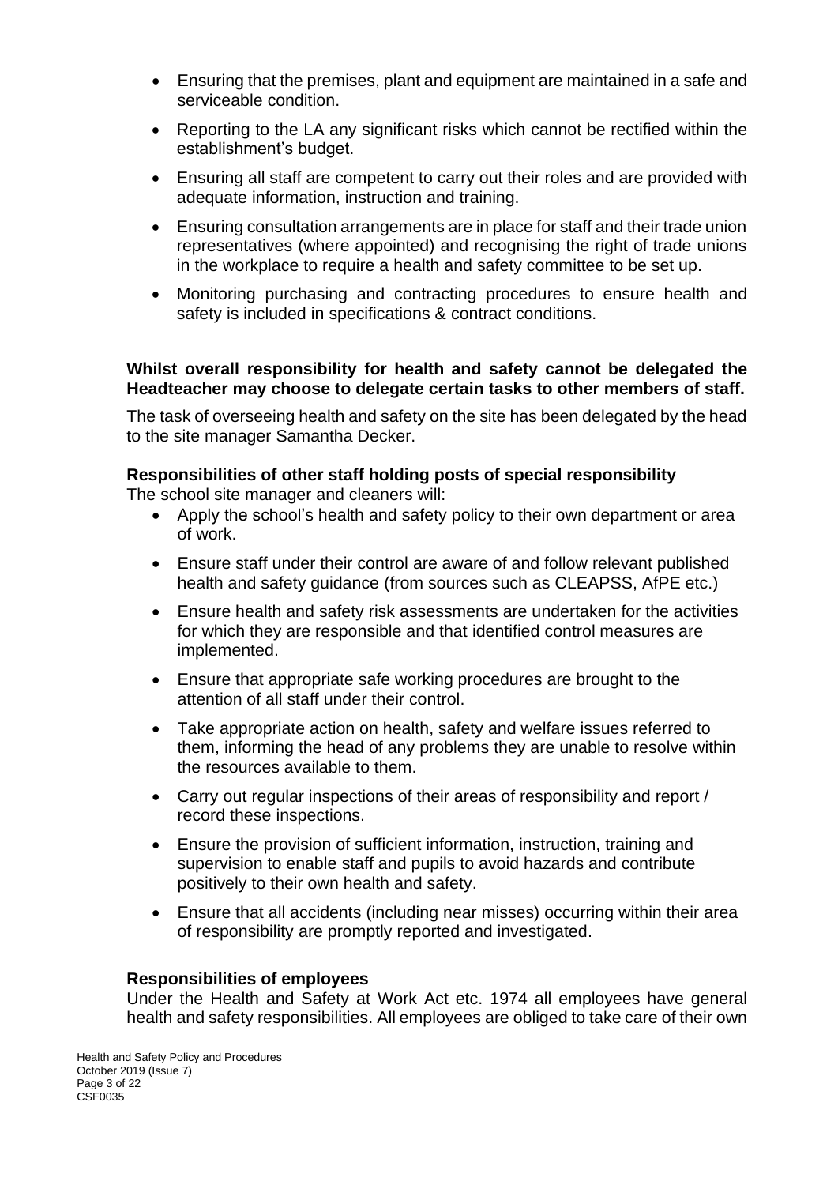- Ensuring that the premises, plant and equipment are maintained in a safe and serviceable condition.
- Reporting to the LA any significant risks which cannot be rectified within the establishment's budget.
- Ensuring all staff are competent to carry out their roles and are provided with adequate information, instruction and training.
- Ensuring consultation arrangements are in place for staff and their trade union representatives (where appointed) and recognising the right of trade unions in the workplace to require a health and safety committee to be set up.
- Monitoring purchasing and contracting procedures to ensure health and safety is included in specifications & contract conditions.

**Whilst overall responsibility for health and safety cannot be delegated the Headteacher may choose to delegate certain tasks to other members of staff.**

The task of overseeing health and safety on the site has been delegated by the head to the site manager Samantha Decker.

**Responsibilities of other staff holding posts of special responsibility**

The school site manager and cleaners will:

- Apply the school's health and safety policy to their own department or area of work.
- Ensure staff under their control are aware of and follow relevant published health and safety guidance (from sources such as CLEAPSS, AfPE etc.)
- Ensure health and safety risk assessments are undertaken for the activities for which they are responsible and that identified control measures are implemented.
- Ensure that appropriate safe working procedures are brought to the attention of all staff under their control.
- Take appropriate action on health, safety and welfare issues referred to them, informing the head of any problems they are unable to resolve within the resources available to them.
- Carry out regular inspections of their areas of responsibility and report / record these inspections.
- Ensure the provision of sufficient information, instruction, training and supervision to enable staff and pupils to avoid hazards and contribute positively to their own health and safety.
- Ensure that all accidents (including near misses) occurring within their area of responsibility are promptly reported and investigated.

**Responsibilities of employees**

Under the Health and Safety at Work Act etc. 1974 all employees have general health and safety responsibilities. All employees are obliged to take care of their own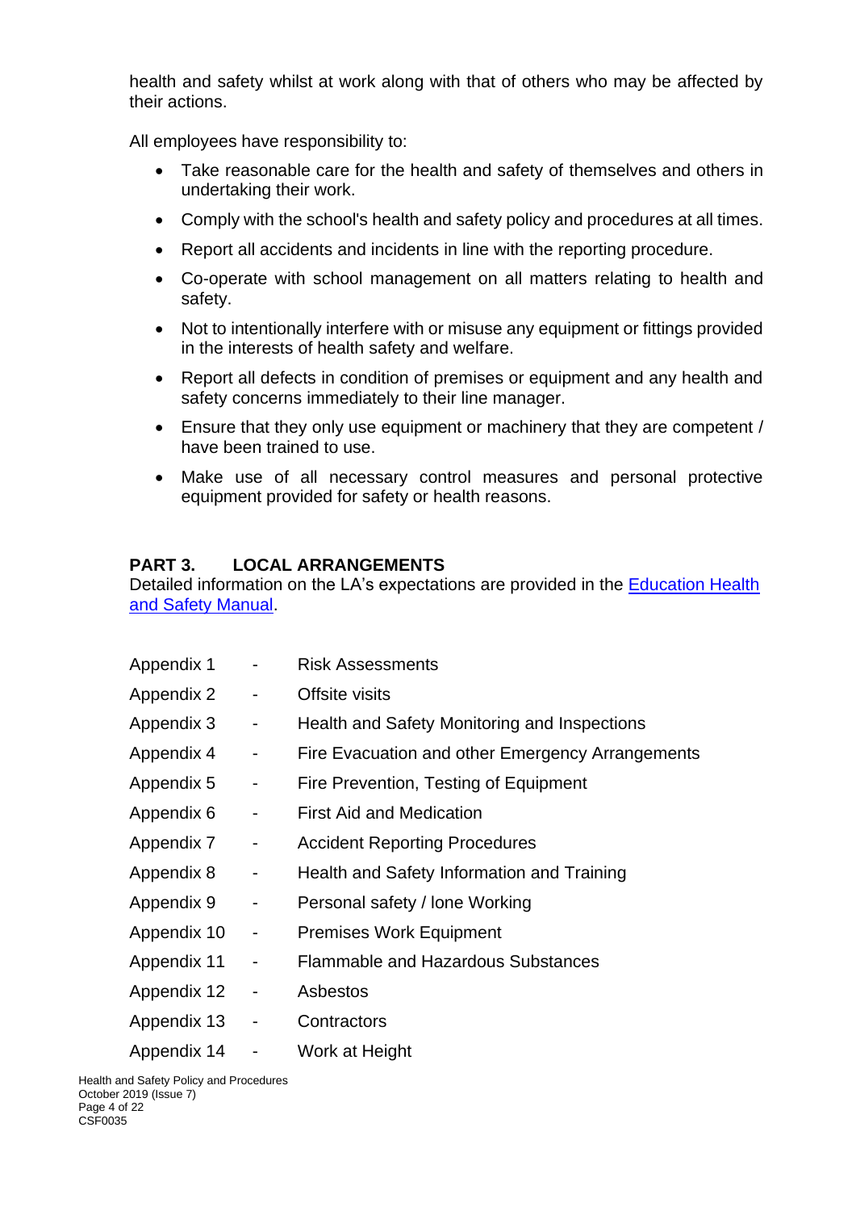health and safety whilst at work along with that of others who may be affected by their actions.

All employees have responsibility to:

- Take reasonable care for the health and safety of themselves and others in undertaking their work.
- Comply with the school's health and safety policy and procedures at all times.
- Report all accidents and incidents in line with the reporting procedure.
- Co-operate with school management on all matters relating to health and safety.
- Not to intentionally interfere with or misuse any equipment or fittings provided in the interests of health safety and welfare.
- Report all defects in condition of premises or equipment and any health and safety concerns immediately to their line manager.
- Ensure that they only use equipment or machinery that they are competent / have been trained to use.
- Make use of all necessary control measures and personal protective equipment provided for safety or health reasons.

## PART 3. LOCAL ARRANGEMENTS

Detailed information on the LA's expectations are provided in the Education Health and Safety Manual.

| | | |
|---|---|---|
| Appendix 1 | - | Risk Assessments |
| Appendix 2 | - | Offsite visits |
| Appendix 3 | - | Health and Safety Monitoring and Inspections |
| Appendix 4 | - | Fire Evacuation and other Emergency Arrangements |
| Appendix 5 | - | Fire Prevention, Testing of Equipment |
| Appendix 6 | - | First Aid and Medication |
| Appendix 7 | - | Accident Reporting Procedures |
| Appendix 8 | - | Health and Safety Information and Training |
| Appendix 9 | - | Personal safety / lone Working |
| Appendix 10 | - | Premises Work Equipment |
| Appendix 11 | - | Flammable and Hazardous Substances |
| Appendix 12 | - | Asbestos |
| Appendix 13 | - | Contractors |
| Appendix 14 | - | Work at Height |

Health and Safety Policy and Procedures
October 2019 (Issue 7)
CSF0035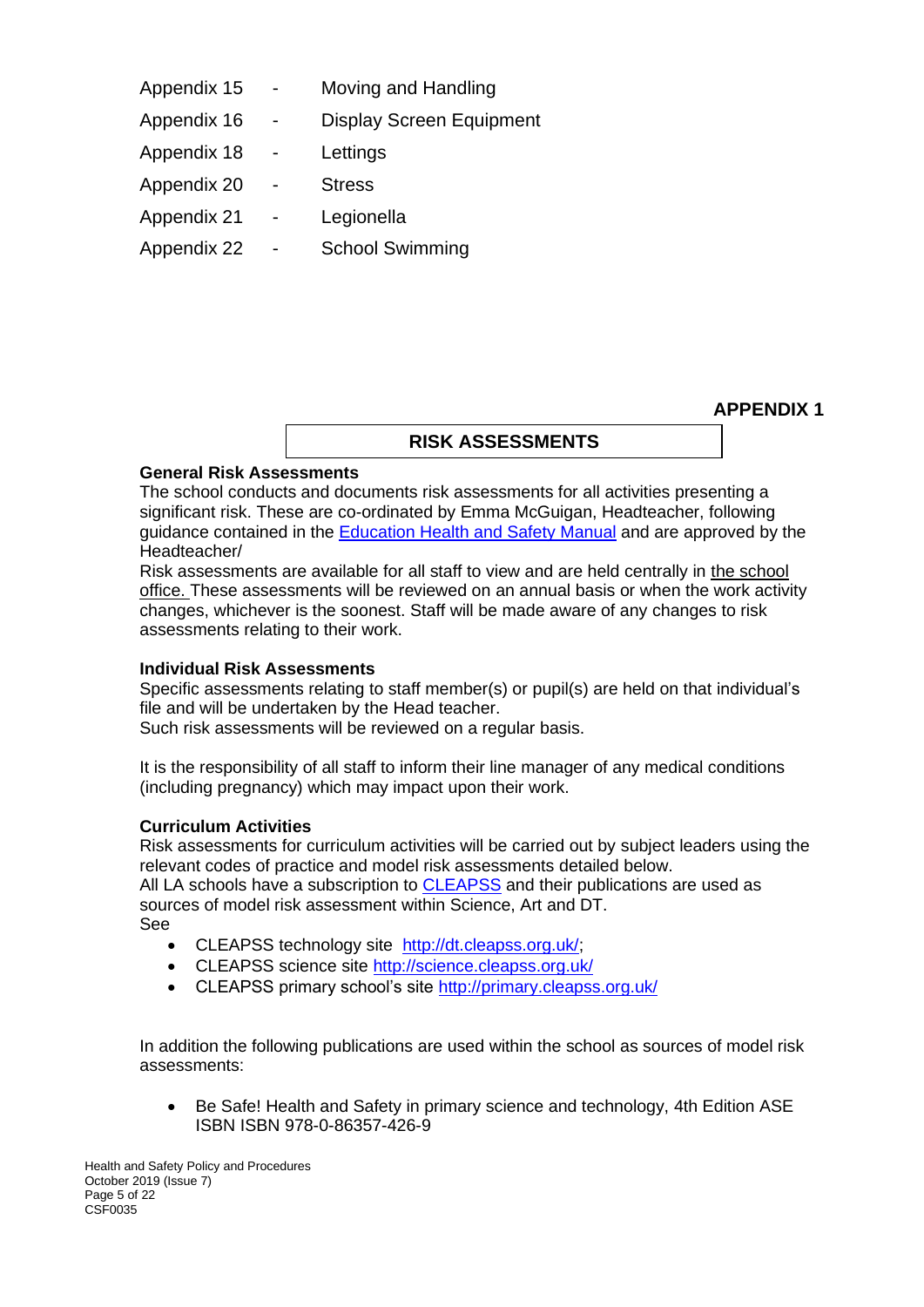Appendix 15 - Moving and Handling

Appendix 16 - Display Screen Equipment

Appendix 18 - Lettings

Appendix 20 - Stress

Appendix 21 - Legionella

Appendix 22 - School Swimming

**APPENDIX 1**

## RISK ASSESSMENTS

**General Risk Assessments**

The school conducts and documents risk assessments for all activities presenting a significant risk. These are co-ordinated by Emma McGuigan, Headteacher, following guidance contained in the Education Health and Safety Manual and are approved by the Headteacher/

Risk assessments are available for all staff to view and are held centrally in the school office. These assessments will be reviewed on an annual basis or when the work activity changes, whichever is the soonest. Staff will be made aware of any changes to risk assessments relating to their work.

**Individual Risk Assessments**

Specific assessments relating to staff member(s) or pupil(s) are held on that individual's file and will be undertaken by the Head teacher.

Such risk assessments will be reviewed on a regular basis.

It is the responsibility of all staff to inform their line manager of any medical conditions (including pregnancy) which may impact upon their work.

**Curriculum Activities**

Risk assessments for curriculum activities will be carried out by subject leaders using the relevant codes of practice and model risk assessments detailed below.

All LA schools have a subscription to CLEAPSS and their publications are used as sources of model risk assessment within Science, Art and DT.

See

- CLEAPSS technology site http://dt.cleapss.org.uk/;
- CLEAPSS science site http://science.cleapss.org.uk/
- CLEAPSS primary school's site http://primary.cleapss.org.uk/

In addition the following publications are used within the school as sources of model risk assessments:

- Be Safe! Health and Safety in primary science and technology, 4th Edition ASE ISBN ISBN 978-0-86357-426-9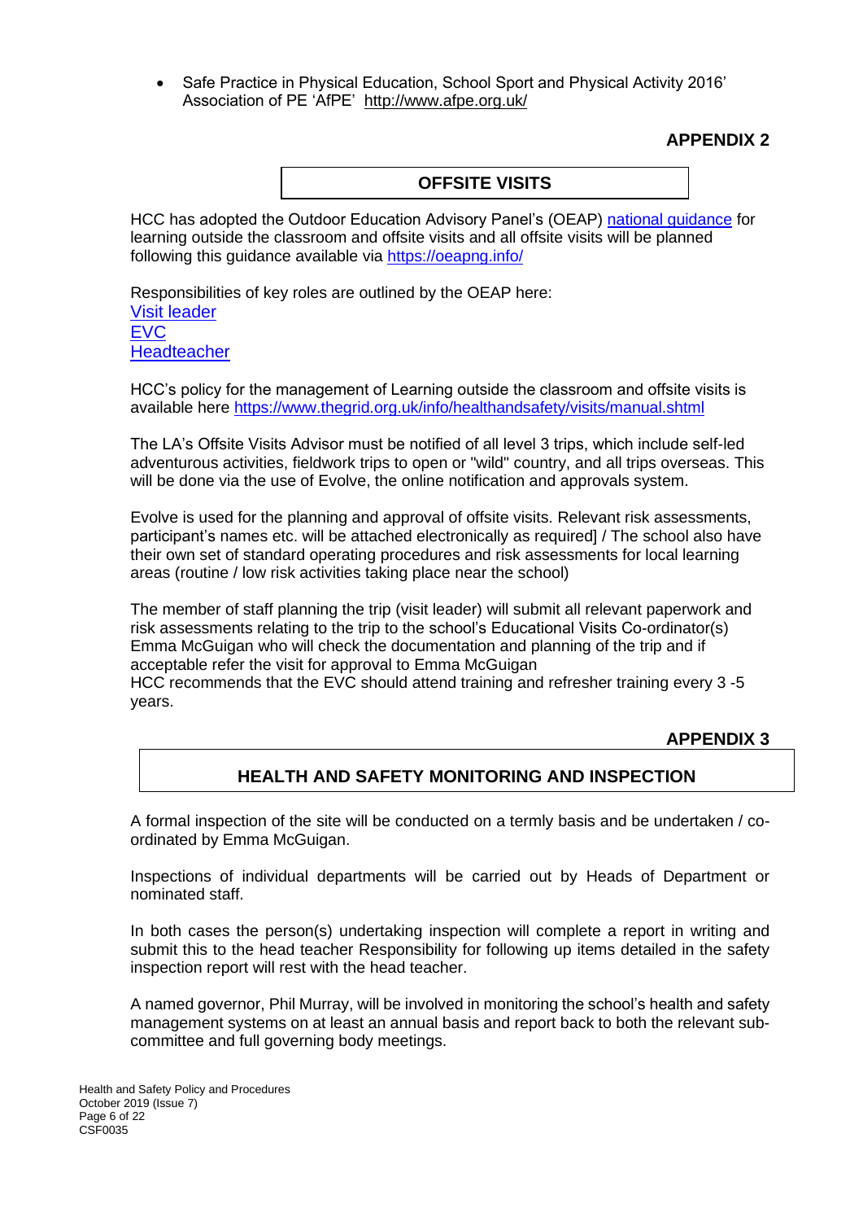- Safe Practice in Physical Education, School Sport and Physical Activity 2016' Association of PE 'AfPE' http://www.afpe.org.uk/

**APPENDIX 2**

## OFFSITE VISITS

HCC has adopted the Outdoor Education Advisory Panel's (OEAP) national guidance for learning outside the classroom and offsite visits and all offsite visits will be planned following this guidance available via https://oeapng.info/

Responsibilities of key roles are outlined by the OEAP here:
Visit leader
EVC
Headteacher

HCC's policy for the management of Learning outside the classroom and offsite visits is available here https://www.thegrid.org.uk/info/healthandsafety/visits/manual.shtml

The LA's Offsite Visits Advisor must be notified of all level 3 trips, which include self-led adventurous activities, fieldwork trips to open or "wild" country, and all trips overseas. This will be done via the use of Evolve, the online notification and approvals system.

Evolve is used for the planning and approval of offsite visits. Relevant risk assessments, participant's names etc. will be attached electronically as required] / The school also have their own set of standard operating procedures and risk assessments for local learning areas (routine / low risk activities taking place near the school)

The member of staff planning the trip (visit leader) will submit all relevant paperwork and risk assessments relating to the trip to the school's Educational Visits Co-ordinator(s) Emma McGuigan who will check the documentation and planning of the trip and if acceptable refer the visit for approval to Emma McGuigan
HCC recommends that the EVC should attend training and refresher training every 3 -5 years.

**APPENDIX 3**

## HEALTH AND SAFETY MONITORING AND INSPECTION

A formal inspection of the site will be conducted on a termly basis and be undertaken / co-ordinated by Emma McGuigan.

Inspections of individual departments will be carried out by Heads of Department or nominated staff.

In both cases the person(s) undertaking inspection will complete a report in writing and submit this to the head teacher Responsibility for following up items detailed in the safety inspection report will rest with the head teacher.

A named governor, Phil Murray, will be involved in monitoring the school's health and safety management systems on at least an annual basis and report back to both the relevant sub-committee and full governing body meetings.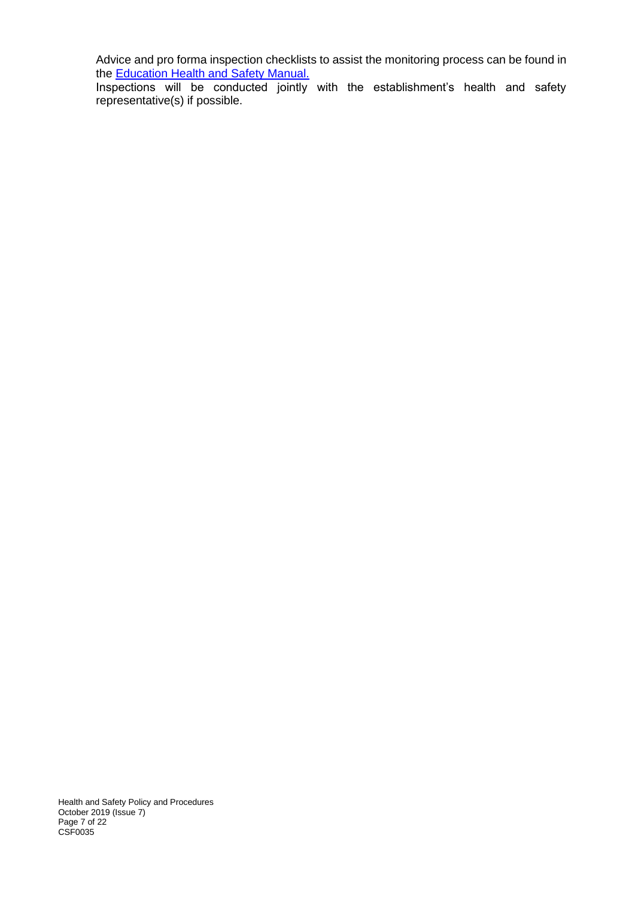Advice and pro forma inspection checklists to assist the monitoring process can be found in the [Education Health and Safety Manual.]

Inspections will be conducted jointly with the establishment's health and safety representative(s) if possible.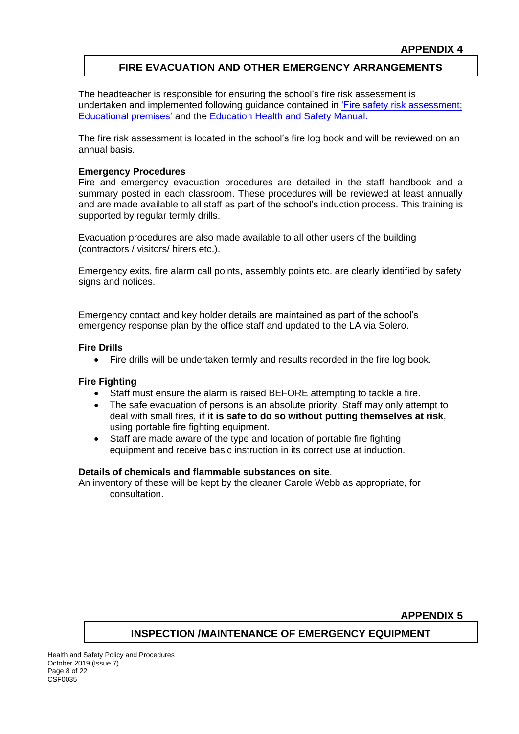**APPENDIX 4**

## FIRE EVACUATION AND OTHER EMERGENCY ARRANGEMENTS

The headteacher is responsible for ensuring the school's fire risk assessment is undertaken and implemented following guidance contained in 'Fire safety risk assessment; Educational premises' and the Education Health and Safety Manual.

The fire risk assessment is located in the school's fire log book and will be reviewed on an annual basis.

**Emergency Procedures**

Fire and emergency evacuation procedures are detailed in the staff handbook and a summary posted in each classroom. These procedures will be reviewed at least annually and are made available to all staff as part of the school's induction process. This training is supported by regular termly drills.

Evacuation procedures are also made available to all other users of the building (contractors / visitors/ hirers etc.).

Emergency exits, fire alarm call points, assembly points etc. are clearly identified by safety signs and notices.

Emergency contact and key holder details are maintained as part of the school's emergency response plan by the office staff and updated to the LA via Solero.

**Fire Drills**

- Fire drills will be undertaken termly and results recorded in the fire log book.

**Fire Fighting**

- Staff must ensure the alarm is raised BEFORE attempting to tackle a fire.
- The safe evacuation of persons is an absolute priority. Staff may only attempt to deal with small fires, **if it is safe to do so without putting themselves at risk**, using portable fire fighting equipment.
- Staff are made aware of the type and location of portable fire fighting equipment and receive basic instruction in its correct use at induction.

**Details of chemicals and flammable substances on site**.

An inventory of these will be kept by the cleaner Carole Webb as appropriate, for consultation.

**APPENDIX 5**

## INSPECTION /MAINTENANCE OF EMERGENCY EQUIPMENT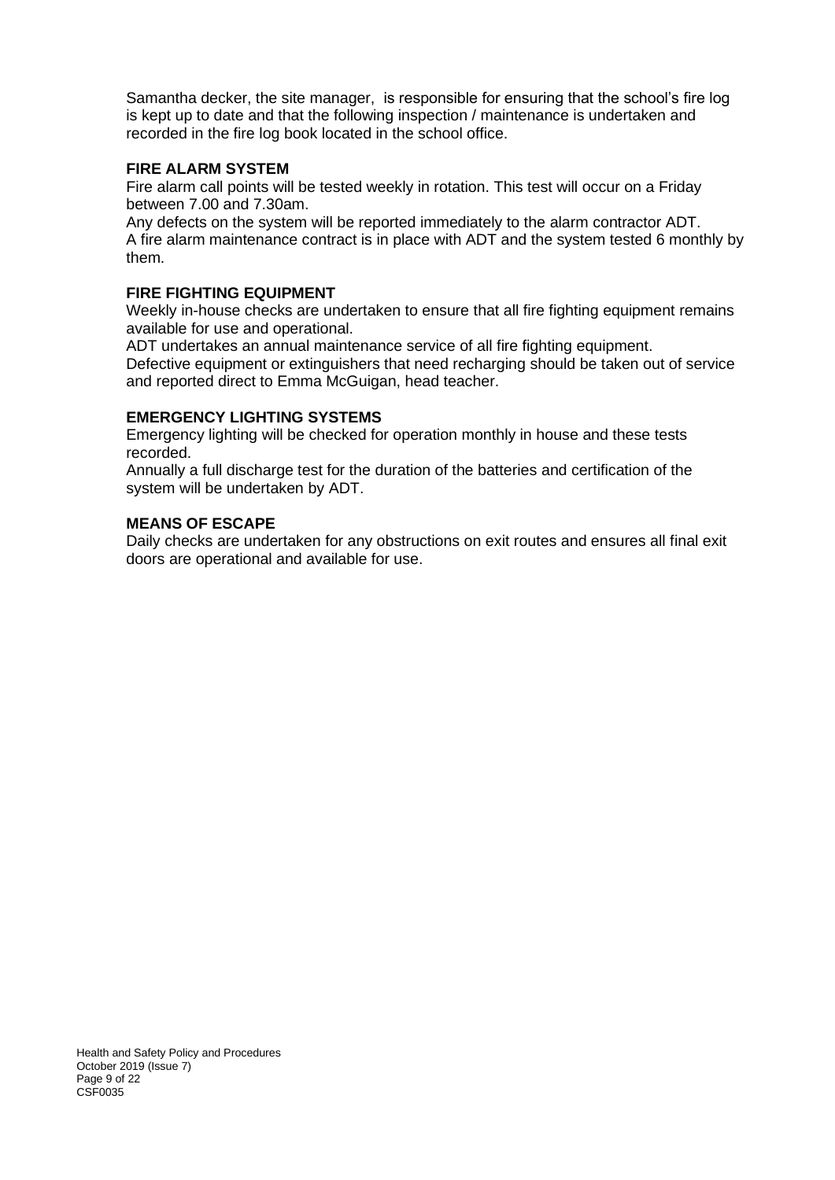Samantha decker, the site manager, is responsible for ensuring that the school's fire log is kept up to date and that the following inspection / maintenance is undertaken and recorded in the fire log book located in the school office.

**FIRE ALARM SYSTEM**

Fire alarm call points will be tested weekly in rotation. This test will occur on a Friday between 7.00 and 7.30am.

Any defects on the system will be reported immediately to the alarm contractor ADT.

A fire alarm maintenance contract is in place with ADT and the system tested 6 monthly by them.

**FIRE FIGHTING EQUIPMENT**

Weekly in-house checks are undertaken to ensure that all fire fighting equipment remains available for use and operational.

ADT undertakes an annual maintenance service of all fire fighting equipment.

Defective equipment or extinguishers that need recharging should be taken out of service and reported direct to Emma McGuigan, head teacher.

**EMERGENCY LIGHTING SYSTEMS**

Emergency lighting will be checked for operation monthly in house and these tests recorded.

Annually a full discharge test for the duration of the batteries and certification of the system will be undertaken by ADT.

**MEANS OF ESCAPE**

Daily checks are undertaken for any obstructions on exit routes and ensures all final exit doors are operational and available for use.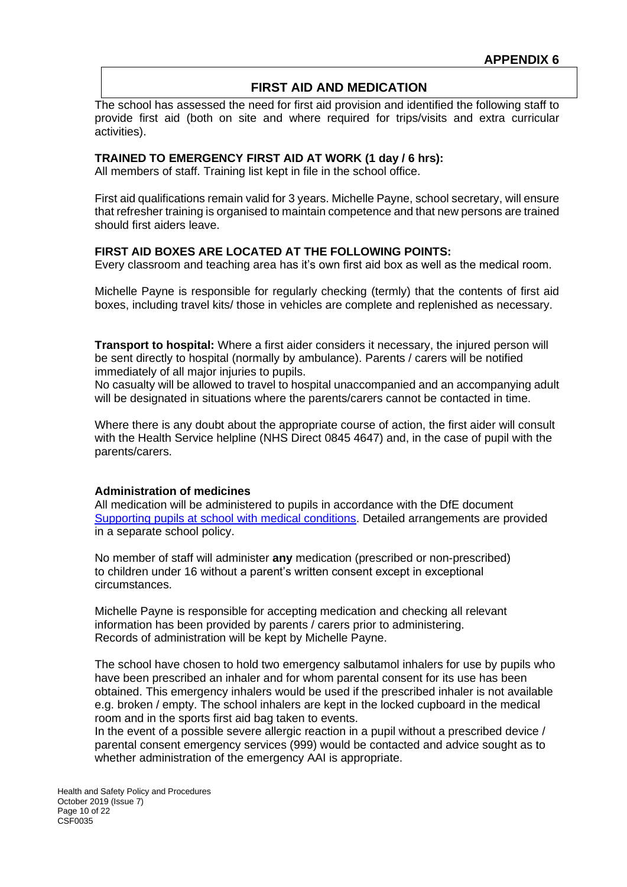**APPENDIX 6**

## FIRST AID AND MEDICATION

The school has assessed the need for first aid provision and identified the following staff to provide first aid (both on site and where required for trips/visits and extra curricular activities).

**TRAINED TO EMERGENCY FIRST AID AT WORK (1 day / 6 hrs):**
All members of staff. Training list kept in file in the school office.

First aid qualifications remain valid for 3 years. Michelle Payne, school secretary, will ensure that refresher training is organised to maintain competence and that new persons are trained should first aiders leave.

**FIRST AID BOXES ARE LOCATED AT THE FOLLOWING POINTS:**
Every classroom and teaching area has it's own first aid box as well as the medical room.

Michelle Payne is responsible for regularly checking (termly) that the contents of first aid boxes, including travel kits/ those in vehicles are complete and replenished as necessary.

**Transport to hospital:** Where a first aider considers it necessary, the injured person will be sent directly to hospital (normally by ambulance). Parents / carers will be notified immediately of all major injuries to pupils.
No casualty will be allowed to travel to hospital unaccompanied and an accompanying adult will be designated in situations where the parents/carers cannot be contacted in time.

Where there is any doubt about the appropriate course of action, the first aider will consult with the Health Service helpline (NHS Direct 0845 4647) and, in the case of pupil with the parents/carers.

**Administration of medicines**
All medication will be administered to pupils in accordance with the DfE document Supporting pupils at school with medical conditions. Detailed arrangements are provided in a separate school policy.

No member of staff will administer **any** medication (prescribed or non-prescribed) to children under 16 without a parent's written consent except in exceptional circumstances.

Michelle Payne is responsible for accepting medication and checking all relevant information has been provided by parents / carers prior to administering.
Records of administration will be kept by Michelle Payne.

The school have chosen to hold two emergency salbutamol inhalers for use by pupils who have been prescribed an inhaler and for whom parental consent for its use has been obtained. This emergency inhalers would be used if the prescribed inhaler is not available e.g. broken / empty. The school inhalers are kept in the locked cupboard in the medical room and in the sports first aid bag taken to events.
In the event of a possible severe allergic reaction in a pupil without a prescribed device / parental consent emergency services (999) would be contacted and advice sought as to whether administration of the emergency AAI is appropriate.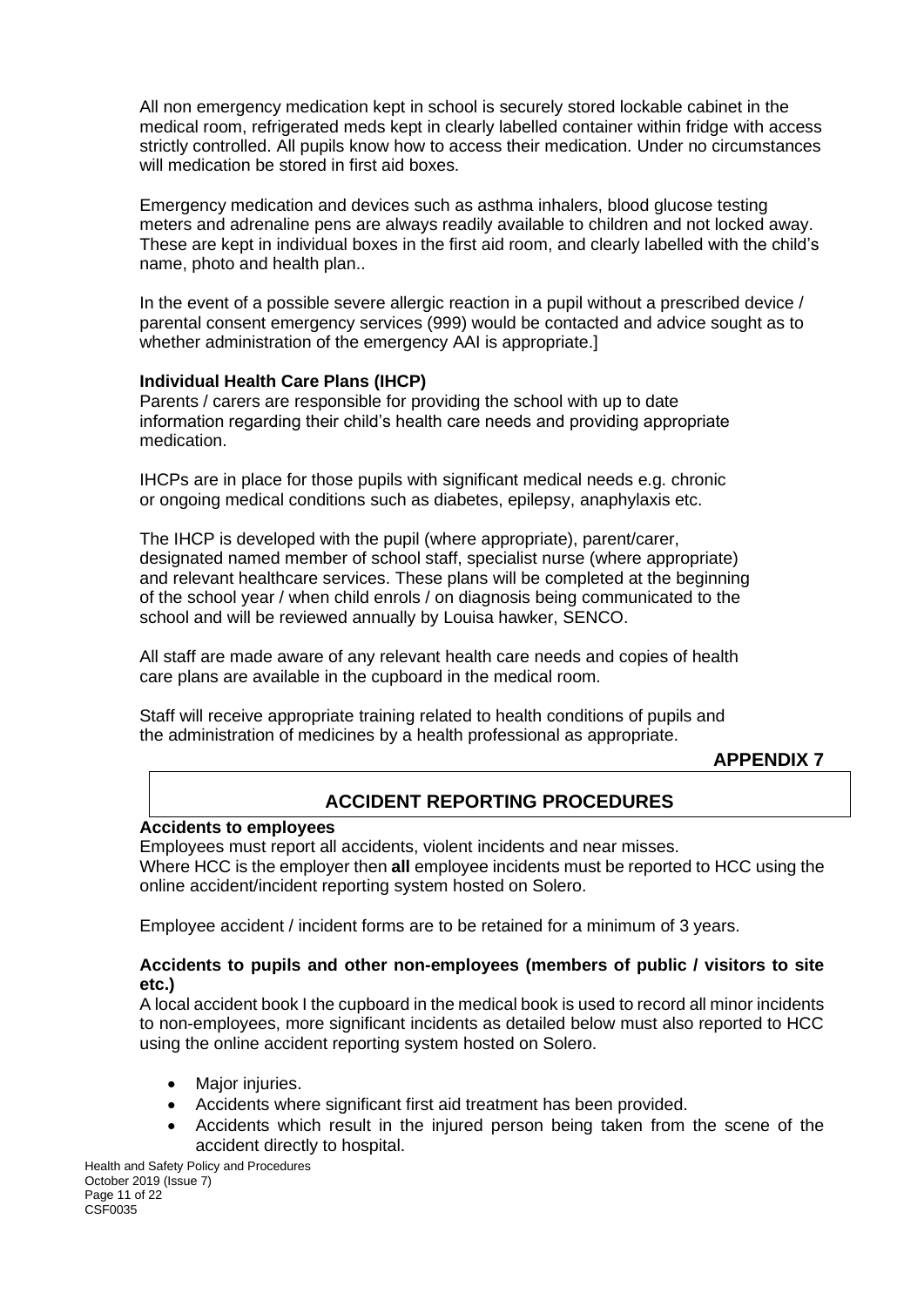All non emergency medication kept in school is securely stored lockable cabinet in the medical room, refrigerated meds kept in clearly labelled container within fridge with access strictly controlled. All pupils know how to access their medication. Under no circumstances will medication be stored in first aid boxes.

Emergency medication and devices such as asthma inhalers, blood glucose testing meters and adrenaline pens are always readily available to children and not locked away. These are kept in individual boxes in the first aid room, and clearly labelled with the child's name, photo and health plan..

In the event of a possible severe allergic reaction in a pupil without a prescribed device / parental consent emergency services (999) would be contacted and advice sought as to whether administration of the emergency AAI is appropriate.]

**Individual Health Care Plans (IHCP)**

Parents / carers are responsible for providing the school with up to date information regarding their child's health care needs and providing appropriate medication.

IHCPs are in place for those pupils with significant medical needs e.g. chronic or ongoing medical conditions such as diabetes, epilepsy, anaphylaxis etc.

The IHCP is developed with the pupil (where appropriate), parent/carer, designated named member of school staff, specialist nurse (where appropriate) and relevant healthcare services. These plans will be completed at the beginning of the school year / when child enrols / on diagnosis being communicated to the school and will be reviewed annually by Louisa hawker, SENCO.

All staff are made aware of any relevant health care needs and copies of health care plans are available in the cupboard in the medical room.

Staff will receive appropriate training related to health conditions of pupils and the administration of medicines by a health professional as appropriate.

**APPENDIX 7**

## ACCIDENT REPORTING PROCEDURES

**Accidents to employees**

Employees must report all accidents, violent incidents and near misses.
Where HCC is the employer then **all** employee incidents must be reported to HCC using the online accident/incident reporting system hosted on Solero.

Employee accident / incident forms are to be retained for a minimum of 3 years.

**Accidents to pupils and other non-employees (members of public / visitors to site etc.)**

A local accident book I the cupboard in the medical book is used to record all minor incidents to non-employees, more significant incidents as detailed below must also reported to HCC using the online accident reporting system hosted on Solero.

- Major injuries.
- Accidents where significant first aid treatment has been provided.
- Accidents which result in the injured person being taken from the scene of the accident directly to hospital.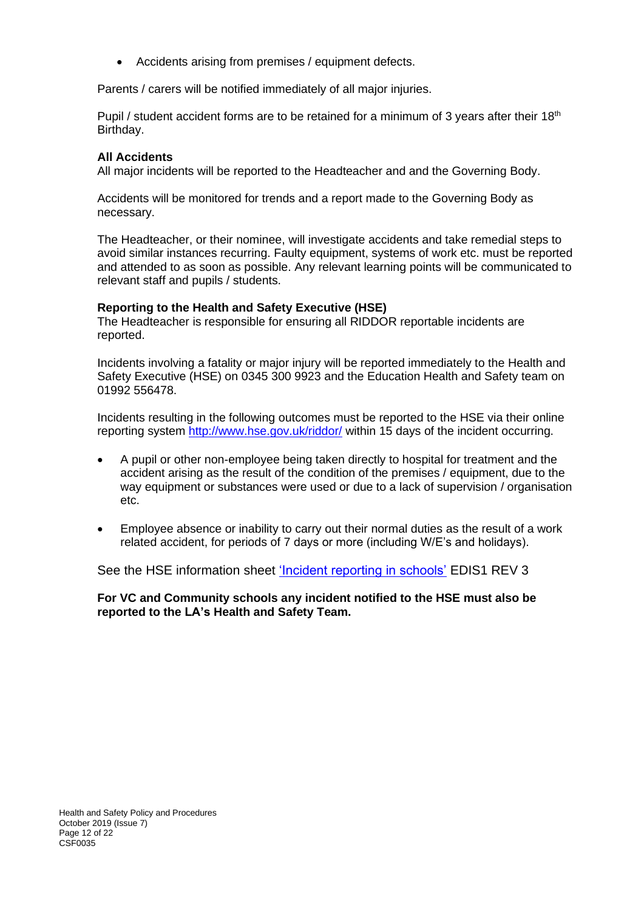- Accidents arising from premises / equipment defects.

Parents / carers will be notified immediately of all major injuries.

Pupil / student accident forms are to be retained for a minimum of 3 years after their 18th Birthday.

**All Accidents**
All major incidents will be reported to the Headteacher and and the Governing Body.

Accidents will be monitored for trends and a report made to the Governing Body as necessary.

The Headteacher, or their nominee, will investigate accidents and take remedial steps to avoid similar instances recurring. Faulty equipment, systems of work etc. must be reported and attended to as soon as possible. Any relevant learning points will be communicated to relevant staff and pupils / students.

**Reporting to the Health and Safety Executive (HSE)**
The Headteacher is responsible for ensuring all RIDDOR reportable incidents are reported.

Incidents involving a fatality or major injury will be reported immediately to the Health and Safety Executive (HSE) on 0345 300 9923 and the Education Health and Safety team on 01992 556478.

Incidents resulting in the following outcomes must be reported to the HSE via their online reporting system http://www.hse.gov.uk/riddor/ within 15 days of the incident occurring.

- A pupil or other non-employee being taken directly to hospital for treatment and the accident arising as the result of the condition of the premises / equipment, due to the way equipment or substances were used or due to a lack of supervision / organisation etc.

- Employee absence or inability to carry out their normal duties as the result of a work related accident, for periods of 7 days or more (including W/E's and holidays).

See the HSE information sheet 'Incident reporting in schools' EDIS1 REV 3

**For VC and Community schools any incident notified to the HSE must also be reported to the LA's Health and Safety Team.**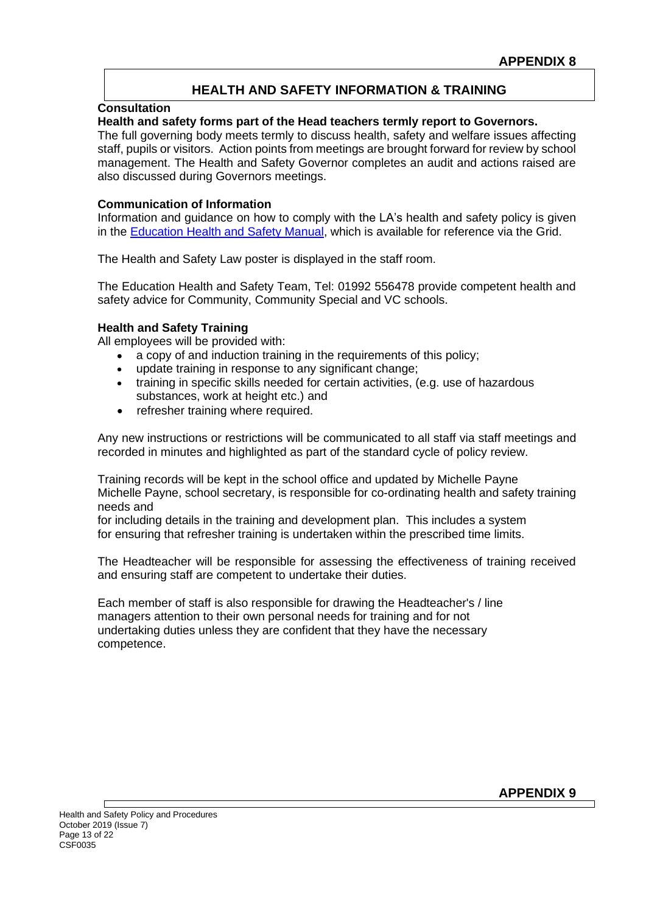**APPENDIX 8**

## HEALTH AND SAFETY INFORMATION & TRAINING

**Consultation**

**Health and safety forms part of the Head teachers termly report to Governors.**

The full governing body meets termly to discuss health, safety and welfare issues affecting staff, pupils or visitors. Action points from meetings are brought forward for review by school management. The Health and Safety Governor completes an audit and actions raised are also discussed during Governors meetings.

**Communication of Information**

Information and guidance on how to comply with the LA's health and safety policy is given in the Education Health and Safety Manual, which is available for reference via the Grid.

The Health and Safety Law poster is displayed in the staff room.

The Education Health and Safety Team, Tel: 01992 556478 provide competent health and safety advice for Community, Community Special and VC schools.

**Health and Safety Training**

All employees will be provided with:

- a copy of and induction training in the requirements of this policy;
- update training in response to any significant change;
- training in specific skills needed for certain activities, (e.g. use of hazardous substances, work at height etc.) and
- refresher training where required.

Any new instructions or restrictions will be communicated to all staff via staff meetings and recorded in minutes and highlighted as part of the standard cycle of policy review.

Training records will be kept in the school office and updated by Michelle Payne
Michelle Payne, school secretary, is responsible for co-ordinating health and safety training needs and
for including details in the training and development plan. This includes a system for ensuring that refresher training is undertaken within the prescribed time limits.

The Headteacher will be responsible for assessing the effectiveness of training received and ensuring staff are competent to undertake their duties.

Each member of staff is also responsible for drawing the Headteacher's / line managers attention to their own personal needs for training and for not undertaking duties unless they are confident that they have the necessary competence.

**APPENDIX 9**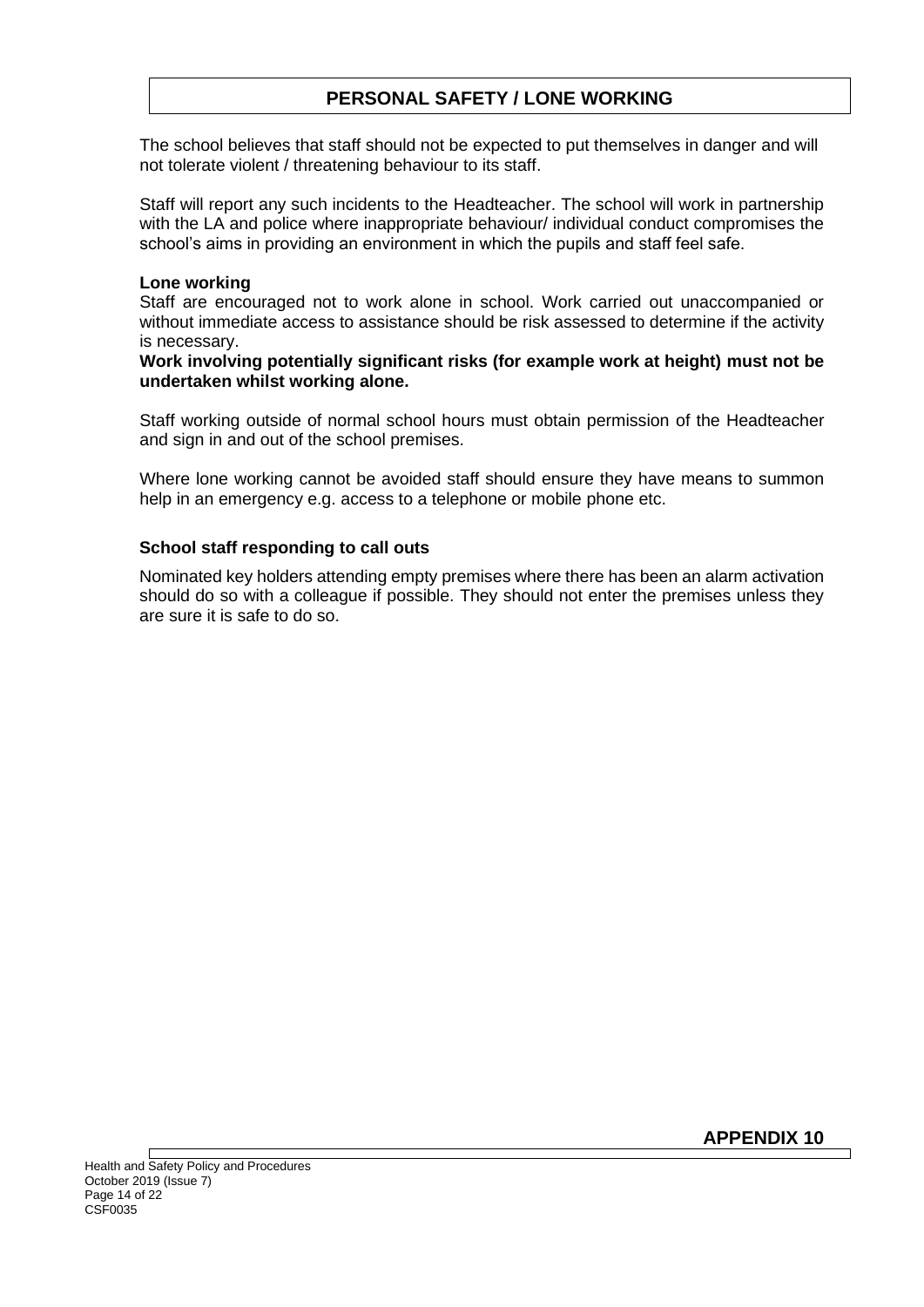# PERSONAL SAFETY / LONE WORKING

The school believes that staff should not be expected to put themselves in danger and will not tolerate violent / threatening behaviour to its staff.

Staff will report any such incidents to the Headteacher. The school will work in partnership with the LA and police where inappropriate behaviour/ individual conduct compromises the school's aims in providing an environment in which the pupils and staff feel safe.

**Lone working**

Staff are encouraged not to work alone in school. Work carried out unaccompanied or without immediate access to assistance should be risk assessed to determine if the activity is necessary.

**Work involving potentially significant risks (for example work at height) must not be undertaken whilst working alone.**

Staff working outside of normal school hours must obtain permission of the Headteacher and sign in and out of the school premises.

Where lone working cannot be avoided staff should ensure they have means to summon help in an emergency e.g. access to a telephone or mobile phone etc.

**School staff responding to call outs**

Nominated key holders attending empty premises where there has been an alarm activation should do so with a colleague if possible. They should not enter the premises unless they are sure it is safe to do so.

**APPENDIX 10**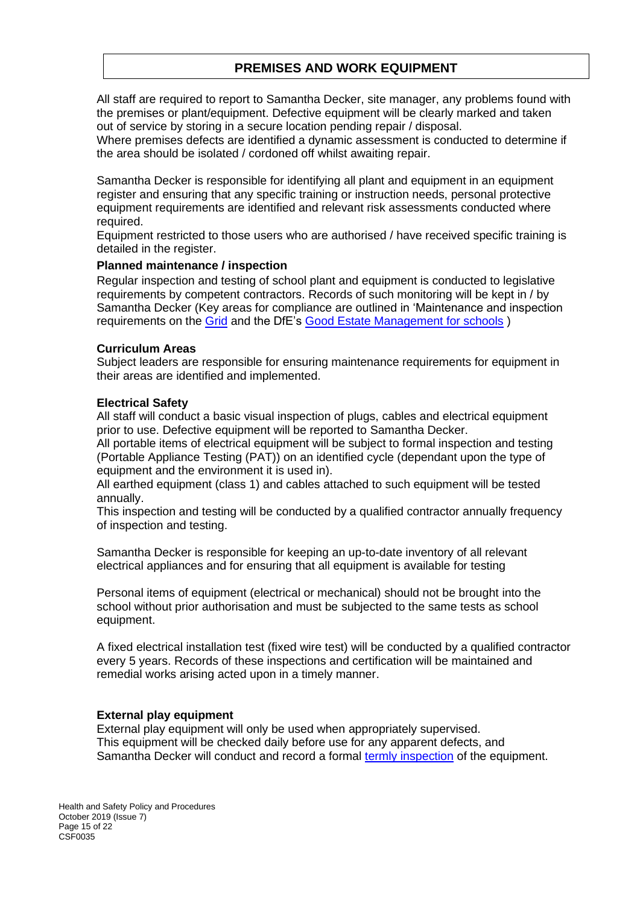## PREMISES AND WORK EQUIPMENT

All staff are required to report to Samantha Decker, site manager, any problems found with the premises or plant/equipment. Defective equipment will be clearly marked and taken out of service by storing in a secure location pending repair / disposal.
Where premises defects are identified a dynamic assessment is conducted to determine if the area should be isolated / cordoned off whilst awaiting repair.

Samantha Decker is responsible for identifying all plant and equipment in an equipment register and ensuring that any specific training or instruction needs, personal protective equipment requirements are identified and relevant risk assessments conducted where required.
Equipment restricted to those users who are authorised / have received specific training is detailed in the register.

**Planned maintenance / inspection**

Regular inspection and testing of school plant and equipment is conducted to legislative requirements by competent contractors. Records of such monitoring will be kept in / by Samantha Decker (Key areas for compliance are outlined in 'Maintenance and inspection requirements on the Grid and the DfE's Good Estate Management for schools )

**Curriculum Areas**

Subject leaders are responsible for ensuring maintenance requirements for equipment in their areas are identified and implemented.

**Electrical Safety**

All staff will conduct a basic visual inspection of plugs, cables and electrical equipment prior to use. Defective equipment will be reported to Samantha Decker.
All portable items of electrical equipment will be subject to formal inspection and testing (Portable Appliance Testing (PAT)) on an identified cycle (dependant upon the type of equipment and the environment it is used in).
All earthed equipment (class 1) and cables attached to such equipment will be tested annually.
This inspection and testing will be conducted by a qualified contractor annually frequency of inspection and testing.

Samantha Decker is responsible for keeping an up-to-date inventory of all relevant electrical appliances and for ensuring that all equipment is available for testing

Personal items of equipment (electrical or mechanical) should not be brought into the school without prior authorisation and must be subjected to the same tests as school equipment.

A fixed electrical installation test (fixed wire test) will be conducted by a qualified contractor every 5 years. Records of these inspections and certification will be maintained and remedial works arising acted upon in a timely manner.

**External play equipment**

External play equipment will only be used when appropriately supervised.
This equipment will be checked daily before use for any apparent defects, and Samantha Decker will conduct and record a formal termly inspection of the equipment.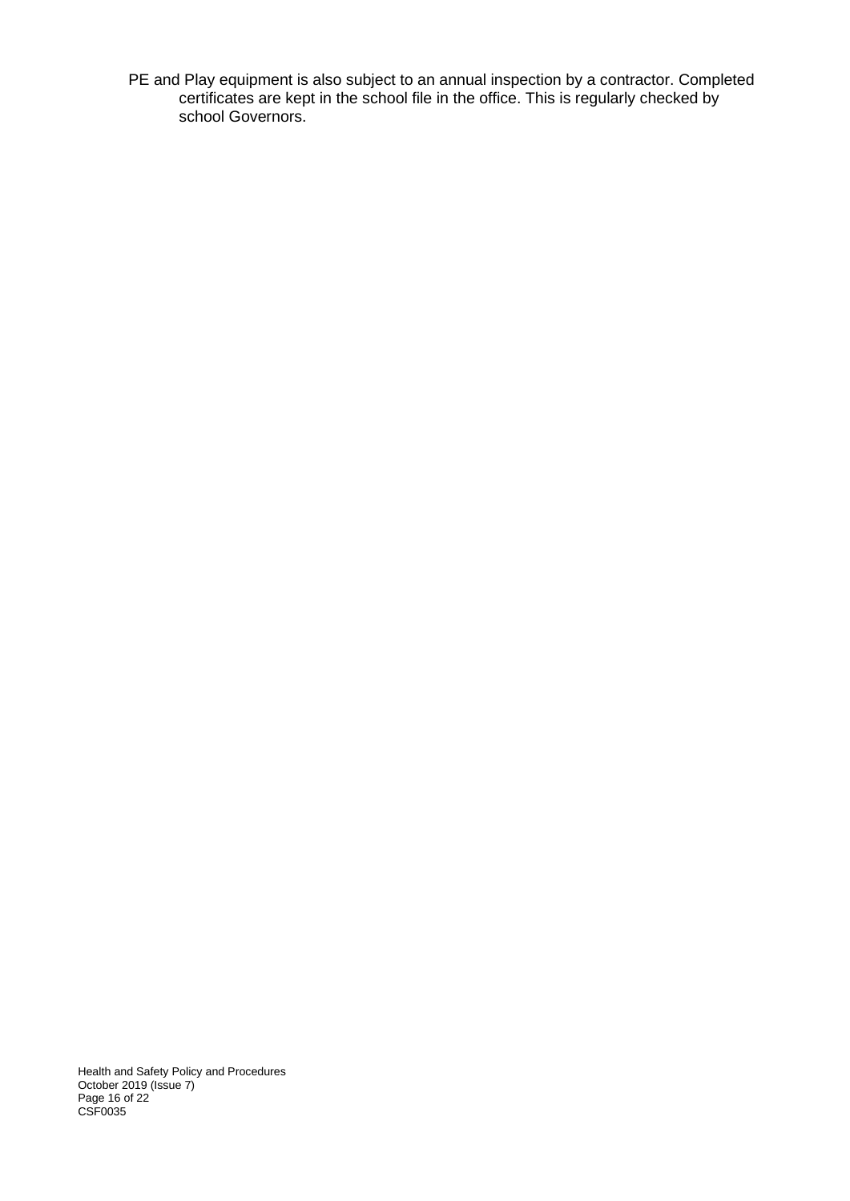PE and Play equipment is also subject to an annual inspection by a contractor. Completed certificates are kept in the school file in the office. This is regularly checked by school Governors.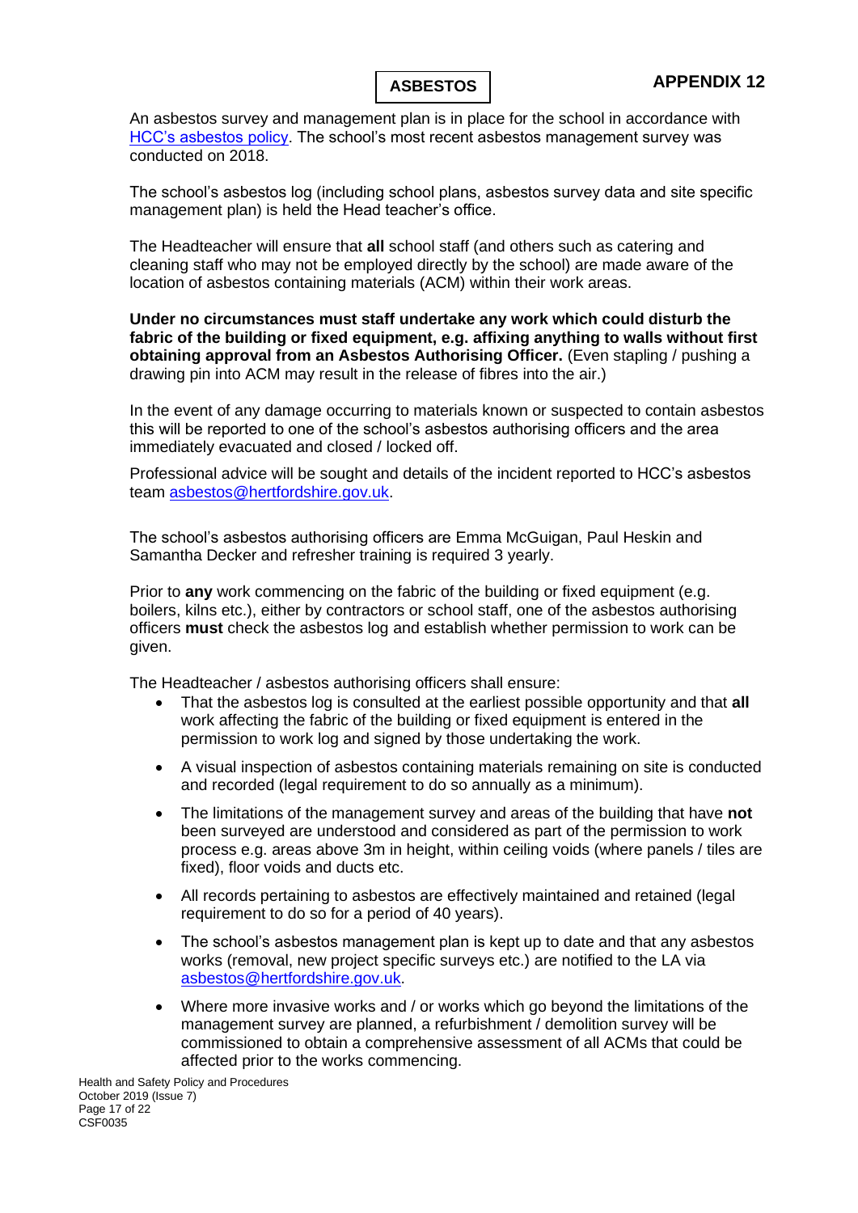**APPENDIX 12**

# ASBESTOS

An asbestos survey and management plan is in place for the school in accordance with [HCC's asbestos policy](). The school's most recent asbestos management survey was conducted on 2018.

The school's asbestos log (including school plans, asbestos survey data and site specific management plan) is held the Head teacher's office.

The Headteacher will ensure that **all** school staff (and others such as catering and cleaning staff who may not be employed directly by the school) are made aware of the location of asbestos containing materials (ACM) within their work areas.

**Under no circumstances must staff undertake any work which could disturb the fabric of the building or fixed equipment, e.g. affixing anything to walls without first obtaining approval from an Asbestos Authorising Officer.** (Even stapling / pushing a drawing pin into ACM may result in the release of fibres into the air.)

In the event of any damage occurring to materials known or suspected to contain asbestos this will be reported to one of the school's asbestos authorising officers and the area immediately evacuated and closed / locked off.

Professional advice will be sought and details of the incident reported to HCC's asbestos team asbestos@hertfordshire.gov.uk.

The school's asbestos authorising officers are Emma McGuigan, Paul Heskin and Samantha Decker and refresher training is required 3 yearly.

Prior to **any** work commencing on the fabric of the building or fixed equipment (e.g. boilers, kilns etc.), either by contractors or school staff, one of the asbestos authorising officers **must** check the asbestos log and establish whether permission to work can be given.

The Headteacher / asbestos authorising officers shall ensure:

- That the asbestos log is consulted at the earliest possible opportunity and that **all** work affecting the fabric of the building or fixed equipment is entered in the permission to work log and signed by those undertaking the work.
- A visual inspection of asbestos containing materials remaining on site is conducted and recorded (legal requirement to do so annually as a minimum).
- The limitations of the management survey and areas of the building that have **not** been surveyed are understood and considered as part of the permission to work process e.g. areas above 3m in height, within ceiling voids (where panels / tiles are fixed), floor voids and ducts etc.
- All records pertaining to asbestos are effectively maintained and retained (legal requirement to do so for a period of 40 years).
- The school's asbestos management plan is kept up to date and that any asbestos works (removal, new project specific surveys etc.) are notified to the LA via asbestos@hertfordshire.gov.uk.
- Where more invasive works and / or works which go beyond the limitations of the management survey are planned, a refurbishment / demolition survey will be commissioned to obtain a comprehensive assessment of all ACMs that could be affected prior to the works commencing.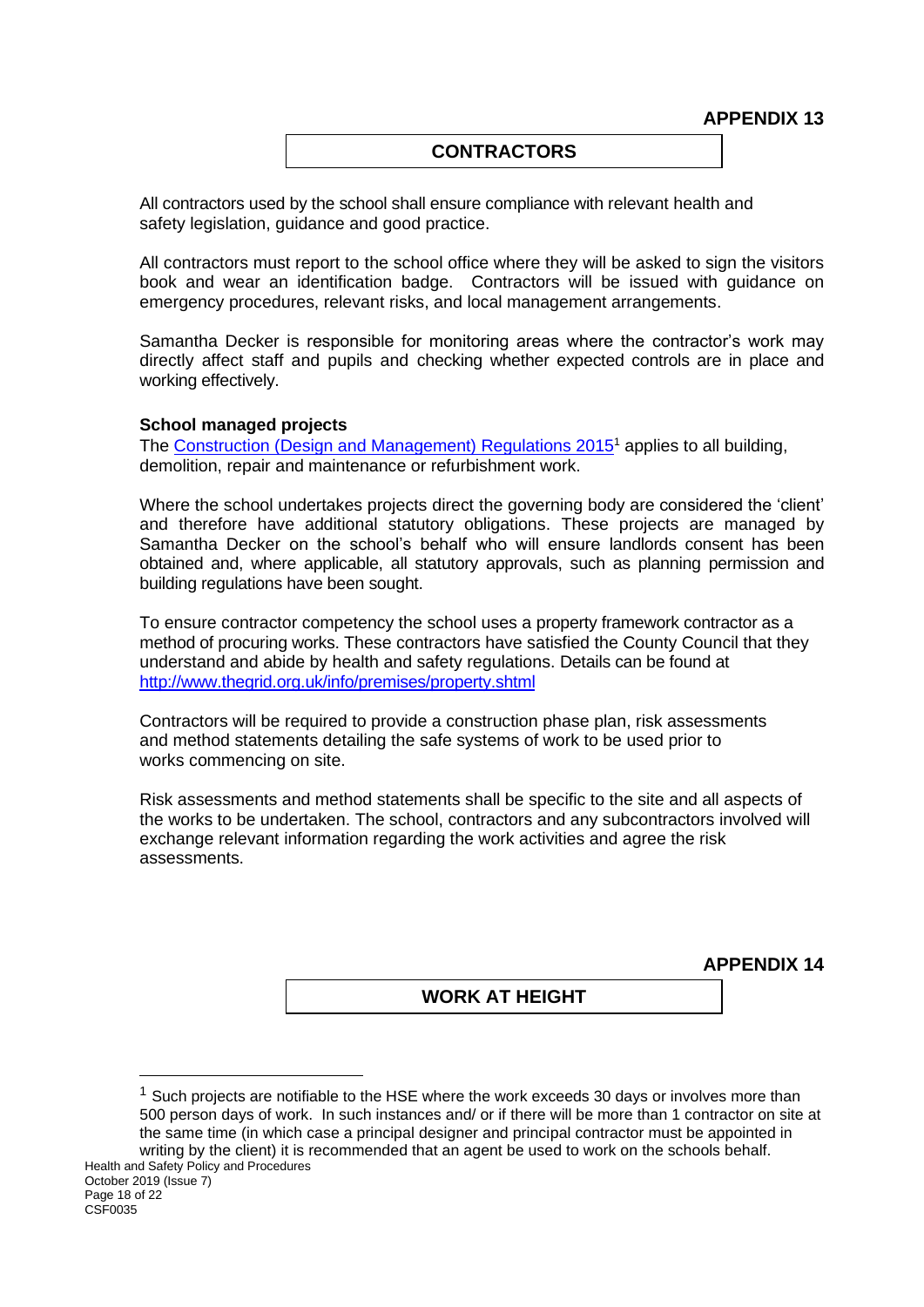**APPENDIX 13**

## CONTRACTORS

All contractors used by the school shall ensure compliance with relevant health and safety legislation, guidance and good practice.

All contractors must report to the school office where they will be asked to sign the visitors book and wear an identification badge. Contractors will be issued with guidance on emergency procedures, relevant risks, and local management arrangements.

Samantha Decker is responsible for monitoring areas where the contractor's work may directly affect staff and pupils and checking whether expected controls are in place and working effectively.

**School managed projects**

The [Construction (Design and Management) Regulations 2015][1] applies to all building, demolition, repair and maintenance or refurbishment work.

Where the school undertakes projects direct the governing body are considered the 'client' and therefore have additional statutory obligations. These projects are managed by Samantha Decker on the school's behalf who will ensure landlords consent has been obtained and, where applicable, all statutory approvals, such as planning permission and building regulations have been sought.

To ensure contractor competency the school uses a property framework contractor as a method of procuring works. These contractors have satisfied the County Council that they understand and abide by health and safety regulations. Details can be found at http://www.thegrid.org.uk/info/premises/property.shtml

Contractors will be required to provide a construction phase plan, risk assessments and method statements detailing the safe systems of work to be used prior to works commencing on site.

Risk assessments and method statements shall be specific to the site and all aspects of the works to be undertaken. The school, contractors and any subcontractors involved will exchange relevant information regarding the work activities and agree the risk assessments.

**APPENDIX 14**

## WORK AT HEIGHT

---

[1] Such projects are notifiable to the HSE where the work exceeds 30 days or involves more than 500 person days of work. In such instances and/ or if there will be more than 1 contractor on site at the same time (in which case a principal designer and principal contractor must be appointed in writing by the client) it is recommended that an agent be used to work on the schools behalf.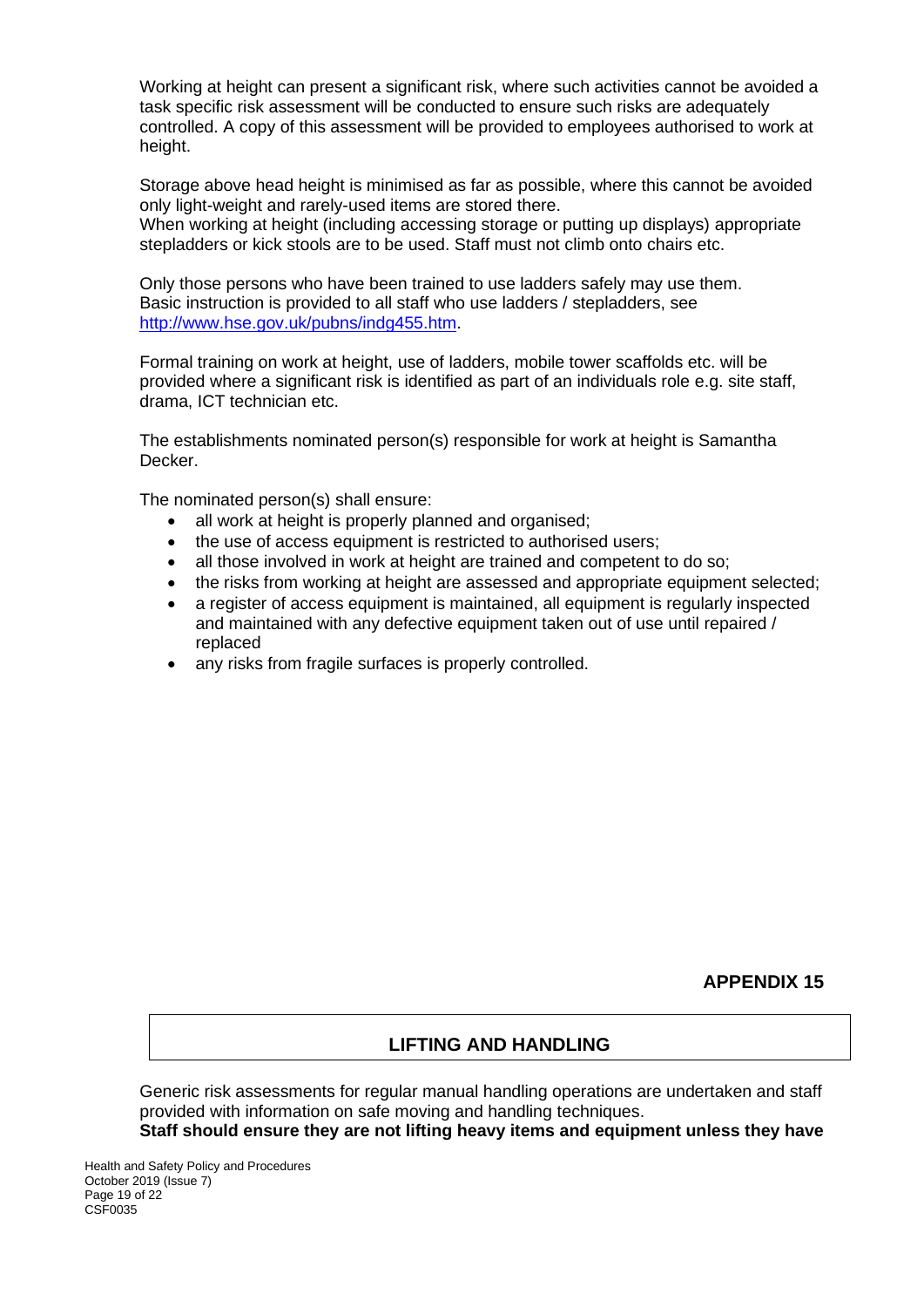Working at height can present a significant risk, where such activities cannot be avoided a task specific risk assessment will be conducted to ensure such risks are adequately controlled. A copy of this assessment will be provided to employees authorised to work at height.

Storage above head height is minimised as far as possible, where this cannot be avoided only light-weight and rarely-used items are stored there.
When working at height (including accessing storage or putting up displays) appropriate stepladders or kick stools are to be used. Staff must not climb onto chairs etc.

Only those persons who have been trained to use ladders safely may use them. Basic instruction is provided to all staff who use ladders / stepladders, see http://www.hse.gov.uk/pubns/indg455.htm.

Formal training on work at height, use of ladders, mobile tower scaffolds etc. will be provided where a significant risk is identified as part of an individuals role e.g. site staff, drama, ICT technician etc.

The establishments nominated person(s) responsible for work at height is Samantha Decker.

The nominated person(s) shall ensure:

- all work at height is properly planned and organised;
- the use of access equipment is restricted to authorised users;
- all those involved in work at height are trained and competent to do so;
- the risks from working at height are assessed and appropriate equipment selected;
- a register of access equipment is maintained, all equipment is regularly inspected and maintained with any defective equipment taken out of use until repaired / replaced
- any risks from fragile surfaces is properly controlled.

**APPENDIX 15**

## LIFTING AND HANDLING

Generic risk assessments for regular manual handling operations are undertaken and staff provided with information on safe moving and handling techniques.
**Staff should ensure they are not lifting heavy items and equipment unless they have**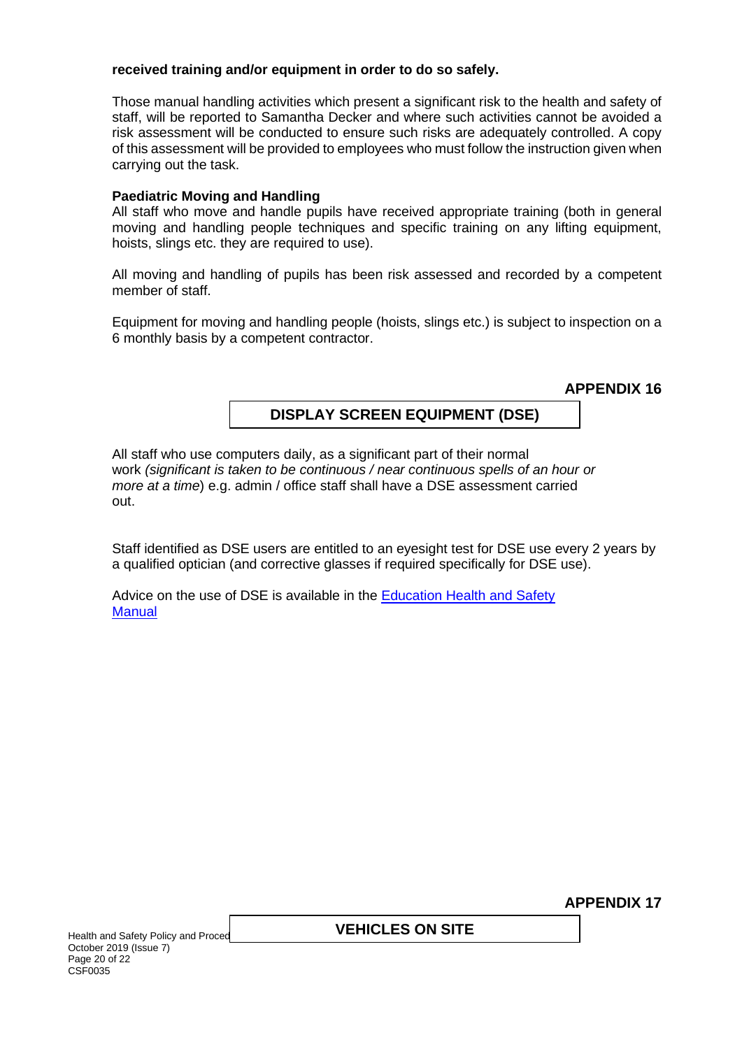**received training and/or equipment in order to do so safely.**

Those manual handling activities which present a significant risk to the health and safety of staff, will be reported to Samantha Decker and where such activities cannot be avoided a risk assessment will be conducted to ensure such risks are adequately controlled. A copy of this assessment will be provided to employees who must follow the instruction given when carrying out the task.

**Paediatric Moving and Handling**

All staff who move and handle pupils have received appropriate training (both in general moving and handling people techniques and specific training on any lifting equipment, hoists, slings etc. they are required to use).

All moving and handling of pupils has been risk assessed and recorded by a competent member of staff.

Equipment for moving and handling people (hoists, slings etc.) is subject to inspection on a 6 monthly basis by a competent contractor.

## APPENDIX 16

## DISPLAY SCREEN EQUIPMENT (DSE)

All staff who use computers daily, as a significant part of their normal work *(significant is taken to be continuous / near continuous spells of an hour or more at a time*) e.g. admin / office staff shall have a DSE assessment carried out.

Staff identified as DSE users are entitled to an eyesight test for DSE use every 2 years by a qualified optician (and corrective glasses if required specifically for DSE use).

Advice on the use of DSE is available in the Education Health and Safety Manual

## APPENDIX 17

## VEHICLES ON SITE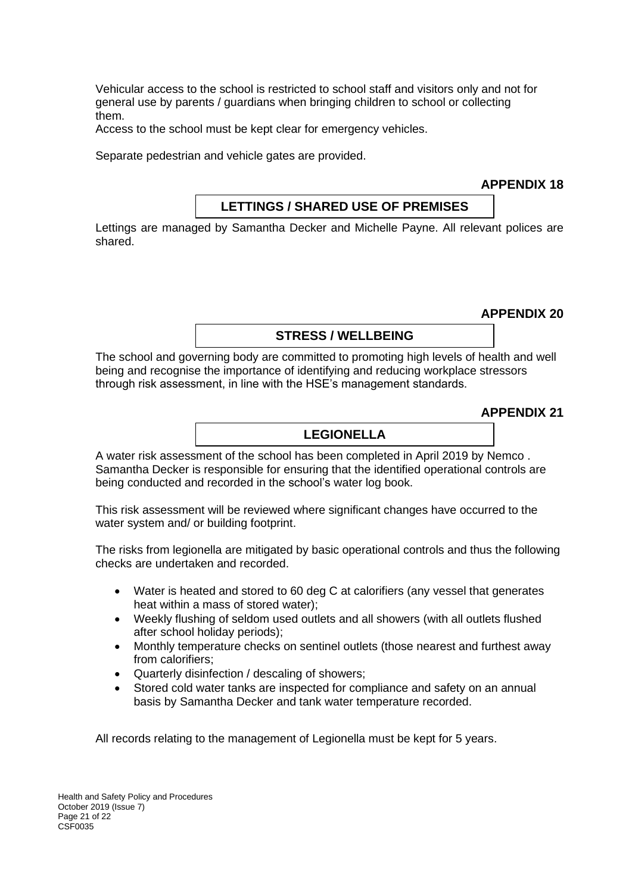Vehicular access to the school is restricted to school staff and visitors only and not for general use by parents / guardians when bringing children to school or collecting them.
Access to the school must be kept clear for emergency vehicles.

Separate pedestrian and vehicle gates are provided.

**APPENDIX 18**

## LETTINGS / SHARED USE OF PREMISES

Lettings are managed by Samantha Decker and Michelle Payne. All relevant polices are shared.

**APPENDIX 20**

## STRESS / WELLBEING

The school and governing body are committed to promoting high levels of health and well being and recognise the importance of identifying and reducing workplace stressors through risk assessment, in line with the HSE's management standards.

**APPENDIX 21**

## LEGIONELLA

A water risk assessment of the school has been completed in April 2019 by Nemco . Samantha Decker is responsible for ensuring that the identified operational controls are being conducted and recorded in the school's water log book.

This risk assessment will be reviewed where significant changes have occurred to the water system and/ or building footprint.

The risks from legionella are mitigated by basic operational controls and thus the following checks are undertaken and recorded.

- Water is heated and stored to 60 deg C at calorifiers (any vessel that generates heat within a mass of stored water);
- Weekly flushing of seldom used outlets and all showers (with all outlets flushed after school holiday periods);
- Monthly temperature checks on sentinel outlets (those nearest and furthest away from calorifiers;
- Quarterly disinfection / descaling of showers;
- Stored cold water tanks are inspected for compliance and safety on an annual basis by Samantha Decker and tank water temperature recorded.

All records relating to the management of Legionella must be kept for 5 years.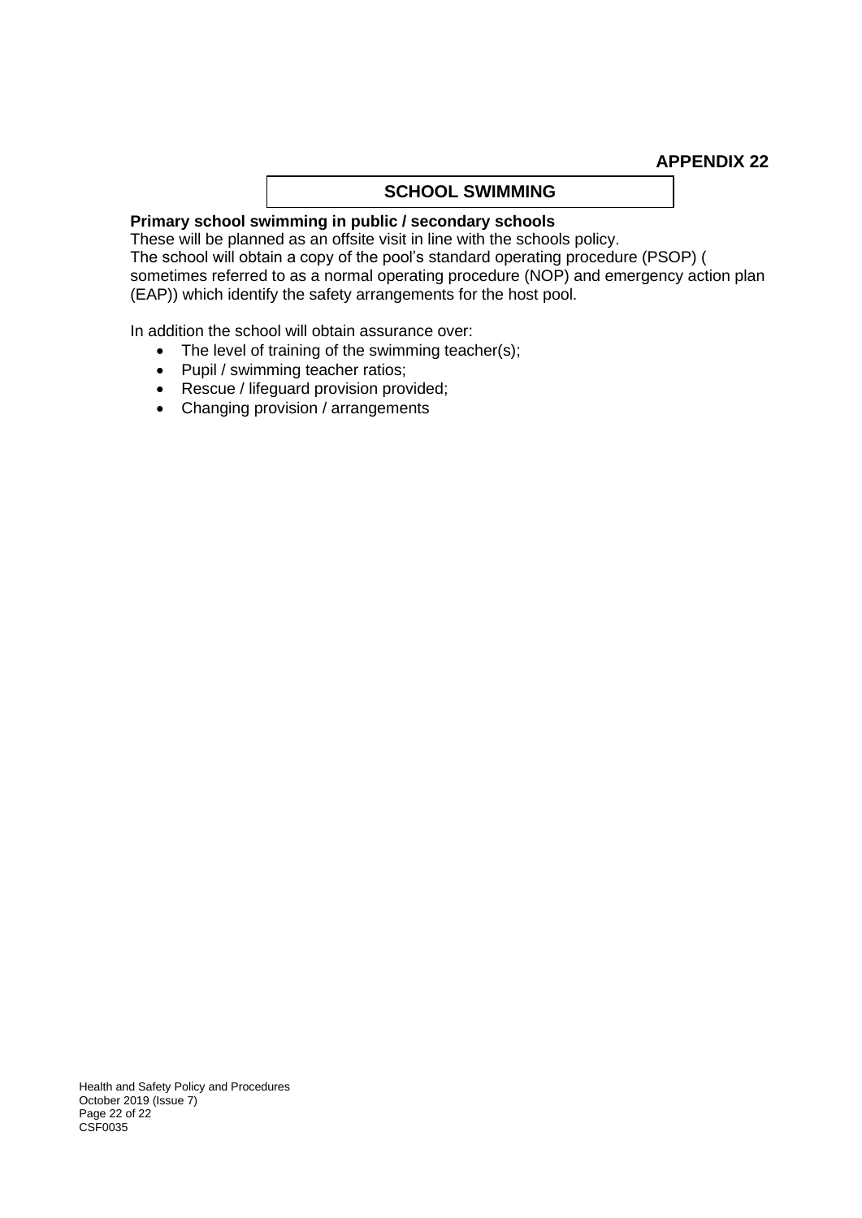**APPENDIX 22**

## SCHOOL SWIMMING

**Primary school swimming in public / secondary schools**

These will be planned as an offsite visit in line with the schools policy.
The school will obtain a copy of the pool's standard operating procedure (PSOP) ( sometimes referred to as a normal operating procedure (NOP) and emergency action plan (EAP)) which identify the safety arrangements for the host pool.

In addition the school will obtain assurance over:

- The level of training of the swimming teacher(s);
- Pupil / swimming teacher ratios;
- Rescue / lifeguard provision provided;
- Changing provision / arrangements